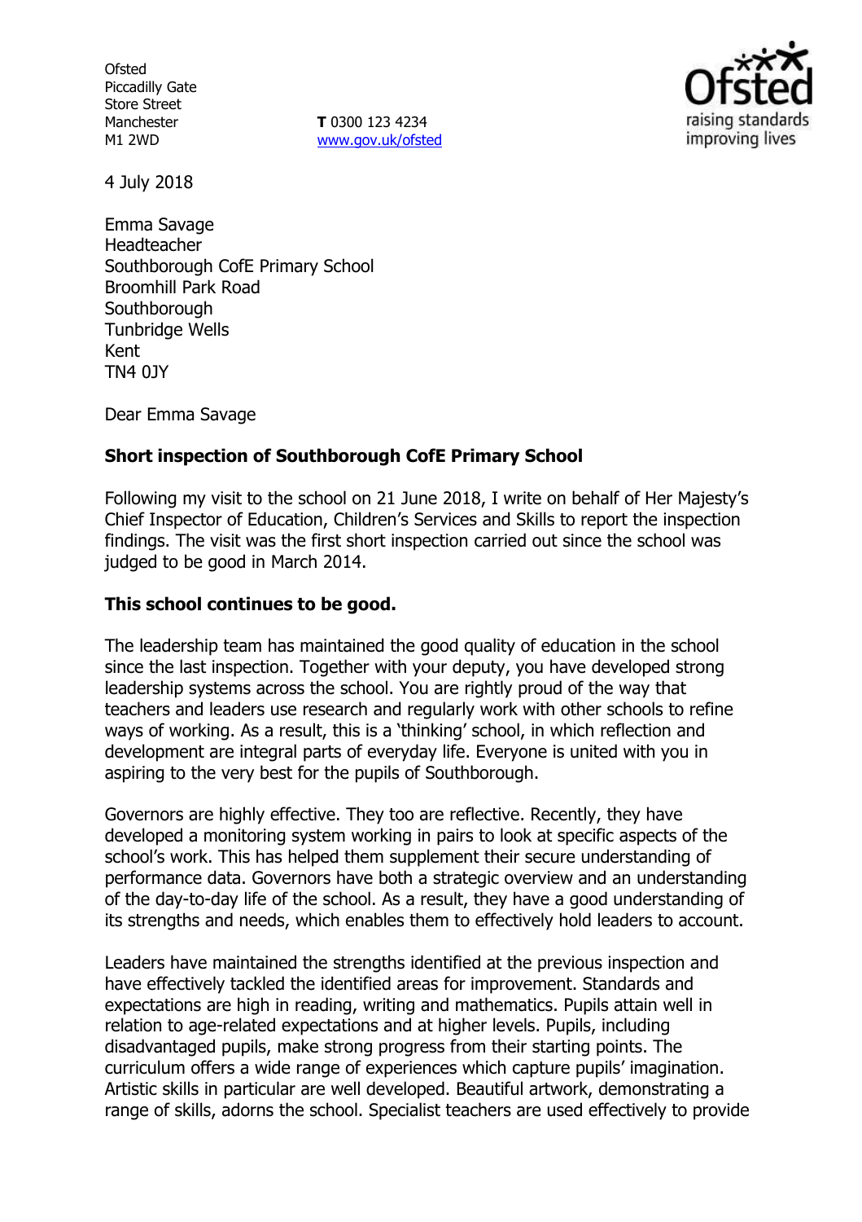Ofsted
Piccadilly Gate
Store Street
Manchester
M1 2WD

**T** 0300 123 4234
www.gov.uk/ofsted

4 July 2018

Emma Savage
Headteacher
Southborough CofE Primary School
Broomhill Park Road
Southborough
Tunbridge Wells
Kent
TN4 0JY

Dear Emma Savage

**Short inspection of Southborough CofE Primary School**

Following my visit to the school on 21 June 2018, I write on behalf of Her Majesty's Chief Inspector of Education, Children's Services and Skills to report the inspection findings. The visit was the first short inspection carried out since the school was judged to be good in March 2014.

**This school continues to be good.**

The leadership team has maintained the good quality of education in the school since the last inspection. Together with your deputy, you have developed strong leadership systems across the school. You are rightly proud of the way that teachers and leaders use research and regularly work with other schools to refine ways of working. As a result, this is a 'thinking' school, in which reflection and development are integral parts of everyday life. Everyone is united with you in aspiring to the very best for the pupils of Southborough.

Governors are highly effective. They too are reflective. Recently, they have developed a monitoring system working in pairs to look at specific aspects of the school's work. This has helped them supplement their secure understanding of performance data. Governors have both a strategic overview and an understanding of the day-to-day life of the school. As a result, they have a good understanding of its strengths and needs, which enables them to effectively hold leaders to account.

Leaders have maintained the strengths identified at the previous inspection and have effectively tackled the identified areas for improvement. Standards and expectations are high in reading, writing and mathematics. Pupils attain well in relation to age-related expectations and at higher levels. Pupils, including disadvantaged pupils, make strong progress from their starting points. The curriculum offers a wide range of experiences which capture pupils' imagination. Artistic skills in particular are well developed. Beautiful artwork, demonstrating a range of skills, adorns the school. Specialist teachers are used effectively to provide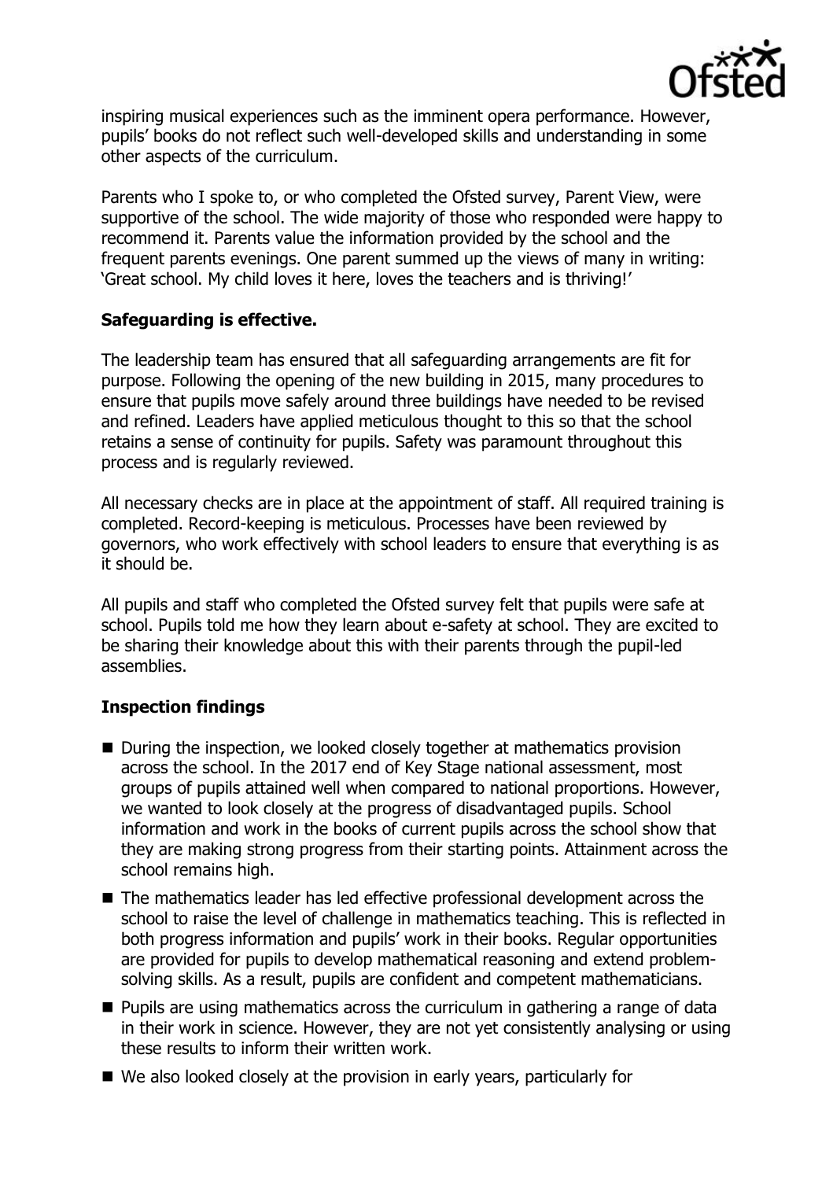inspiring musical experiences such as the imminent opera performance. However, pupils' books do not reflect such well-developed skills and understanding in some other aspects of the curriculum.

Parents who I spoke to, or who completed the Ofsted survey, Parent View, were supportive of the school. The wide majority of those who responded were happy to recommend it. Parents value the information provided by the school and the frequent parents evenings. One parent summed up the views of many in writing: 'Great school. My child loves it here, loves the teachers and is thriving!'

**Safeguarding is effective.**

The leadership team has ensured that all safeguarding arrangements are fit for purpose. Following the opening of the new building in 2015, many procedures to ensure that pupils move safely around three buildings have needed to be revised and refined. Leaders have applied meticulous thought to this so that the school retains a sense of continuity for pupils. Safety was paramount throughout this process and is regularly reviewed.

All necessary checks are in place at the appointment of staff. All required training is completed. Record-keeping is meticulous. Processes have been reviewed by governors, who work effectively with school leaders to ensure that everything is as it should be.

All pupils and staff who completed the Ofsted survey felt that pupils were safe at school. Pupils told me how they learn about e-safety at school. They are excited to be sharing their knowledge about this with their parents through the pupil-led assemblies.

**Inspection findings**

- During the inspection, we looked closely together at mathematics provision across the school. In the 2017 end of Key Stage national assessment, most groups of pupils attained well when compared to national proportions. However, we wanted to look closely at the progress of disadvantaged pupils. School information and work in the books of current pupils across the school show that they are making strong progress from their starting points. Attainment across the school remains high.
- The mathematics leader has led effective professional development across the school to raise the level of challenge in mathematics teaching. This is reflected in both progress information and pupils' work in their books. Regular opportunities are provided for pupils to develop mathematical reasoning and extend problem-solving skills. As a result, pupils are confident and competent mathematicians.
- Pupils are using mathematics across the curriculum in gathering a range of data in their work in science. However, they are not yet consistently analysing or using these results to inform their written work.
- We also looked closely at the provision in early years, particularly for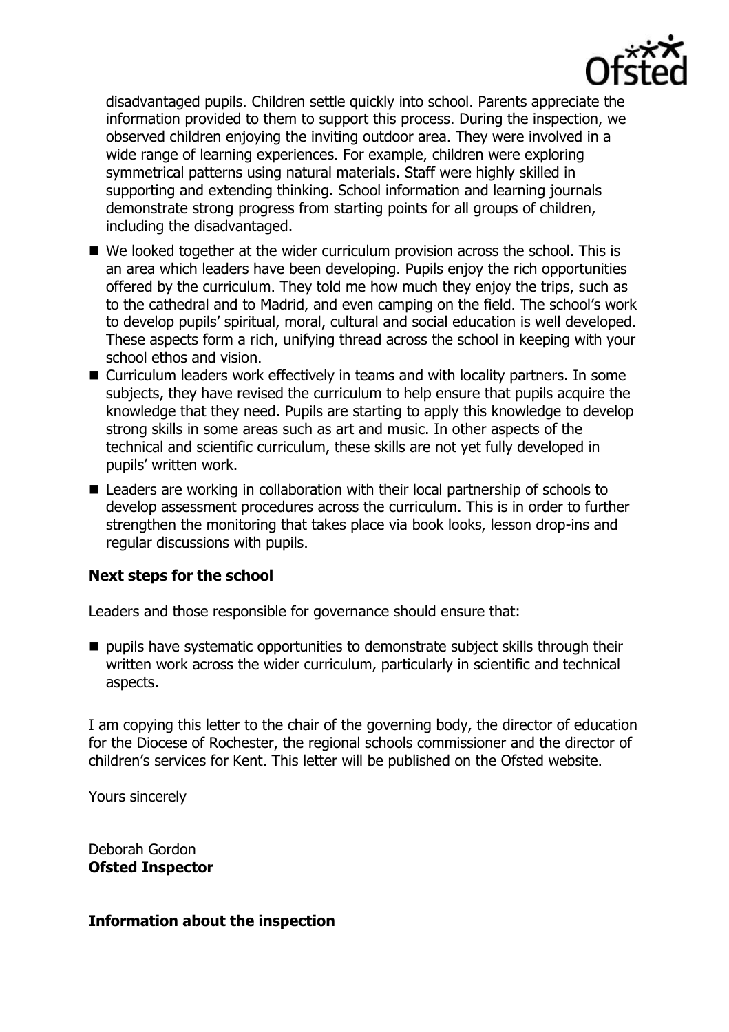disadvantaged pupils. Children settle quickly into school. Parents appreciate the information provided to them to support this process. During the inspection, we observed children enjoying the inviting outdoor area. They were involved in a wide range of learning experiences. For example, children were exploring symmetrical patterns using natural materials. Staff were highly skilled in supporting and extending thinking. School information and learning journals demonstrate strong progress from starting points for all groups of children, including the disadvantaged.

- We looked together at the wider curriculum provision across the school. This is an area which leaders have been developing. Pupils enjoy the rich opportunities offered by the curriculum. They told me how much they enjoy the trips, such as to the cathedral and to Madrid, and even camping on the field. The school's work to develop pupils' spiritual, moral, cultural and social education is well developed. These aspects form a rich, unifying thread across the school in keeping with your school ethos and vision.
- Curriculum leaders work effectively in teams and with locality partners. In some subjects, they have revised the curriculum to help ensure that pupils acquire the knowledge that they need. Pupils are starting to apply this knowledge to develop strong skills in some areas such as art and music. In other aspects of the technical and scientific curriculum, these skills are not yet fully developed in pupils' written work.
- Leaders are working in collaboration with their local partnership of schools to develop assessment procedures across the curriculum. This is in order to further strengthen the monitoring that takes place via book looks, lesson drop-ins and regular discussions with pupils.

**Next steps for the school**

Leaders and those responsible for governance should ensure that:

- pupils have systematic opportunities to demonstrate subject skills through their written work across the wider curriculum, particularly in scientific and technical aspects.

I am copying this letter to the chair of the governing body, the director of education for the Diocese of Rochester, the regional schools commissioner and the director of children's services for Kent. This letter will be published on the Ofsted website.

Yours sincerely

Deborah Gordon
**Ofsted Inspector**

**Information about the inspection**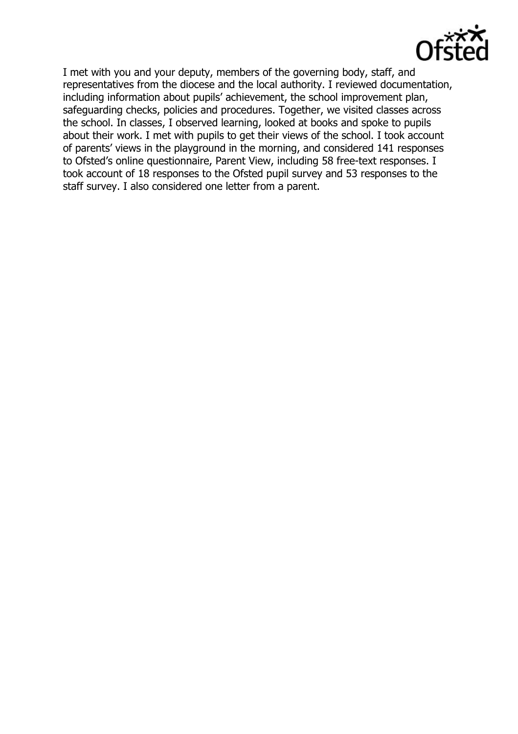I met with you and your deputy, members of the governing body, staff, and representatives from the diocese and the local authority. I reviewed documentation, including information about pupils' achievement, the school improvement plan, safeguarding checks, policies and procedures. Together, we visited classes across the school. In classes, I observed learning, looked at books and spoke to pupils about their work. I met with pupils to get their views of the school. I took account of parents' views in the playground in the morning, and considered 141 responses to Ofsted's online questionnaire, Parent View, including 58 free-text responses. I took account of 18 responses to the Ofsted pupil survey and 53 responses to the staff survey. I also considered one letter from a parent.